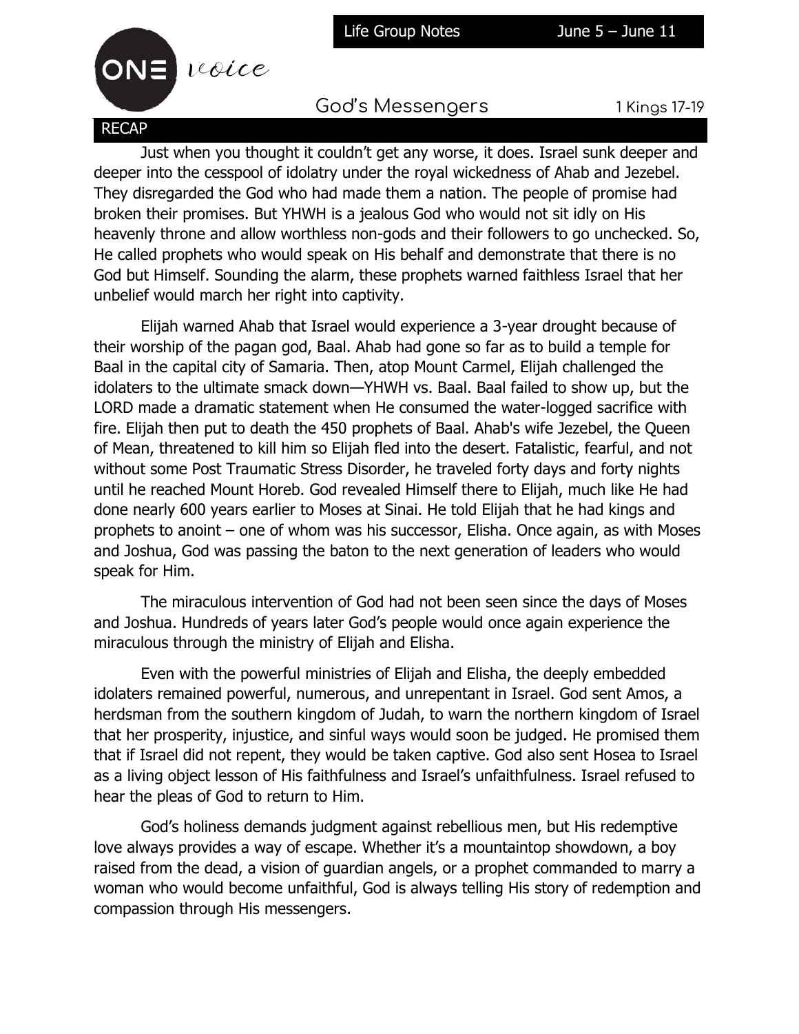Life Group Notes June 5 – June 11

ONE voice

# God's Messengers

1 Kings 17-19

## RECAP

Just when you thought it couldn't get any worse, it does. Israel sunk deeper and deeper into the cesspool of idolatry under the royal wickedness of Ahab and Jezebel. They disregarded the God who had made them a nation. The people of promise had broken their promises. But YHWH is a jealous God who would not sit idly on His heavenly throne and allow worthless non-gods and their followers to go unchecked. So, He called prophets who would speak on His behalf and demonstrate that there is no God but Himself. Sounding the alarm, these prophets warned faithless Israel that her unbelief would march her right into captivity.

Elijah warned Ahab that Israel would experience a 3-year drought because of their worship of the pagan god, Baal. Ahab had gone so far as to build a temple for Baal in the capital city of Samaria. Then, atop Mount Carmel, Elijah challenged the idolaters to the ultimate smack down—YHWH vs. Baal. Baal failed to show up, but the LORD made a dramatic statement when He consumed the water-logged sacrifice with fire. Elijah then put to death the 450 prophets of Baal. Ahab's wife Jezebel, the Queen of Mean, threatened to kill him so Elijah fled into the desert. Fatalistic, fearful, and not without some Post Traumatic Stress Disorder, he traveled forty days and forty nights until he reached Mount Horeb. God revealed Himself there to Elijah, much like He had done nearly 600 years earlier to Moses at Sinai. He told Elijah that he had kings and prophets to anoint – one of whom was his successor, Elisha. Once again, as with Moses and Joshua, God was passing the baton to the next generation of leaders who would speak for Him.

The miraculous intervention of God had not been seen since the days of Moses and Joshua. Hundreds of years later God's people would once again experience the miraculous through the ministry of Elijah and Elisha.

Even with the powerful ministries of Elijah and Elisha, the deeply embedded idolaters remained powerful, numerous, and unrepentant in Israel. God sent Amos, a herdsman from the southern kingdom of Judah, to warn the northern kingdom of Israel that her prosperity, injustice, and sinful ways would soon be judged. He promised them that if Israel did not repent, they would be taken captive. God also sent Hosea to Israel as a living object lesson of His faithfulness and Israel's unfaithfulness. Israel refused to hear the pleas of God to return to Him.

God's holiness demands judgment against rebellious men, but His redemptive love always provides a way of escape. Whether it's a mountaintop showdown, a boy raised from the dead, a vision of guardian angels, or a prophet commanded to marry a woman who would become unfaithful, God is always telling His story of redemption and compassion through His messengers.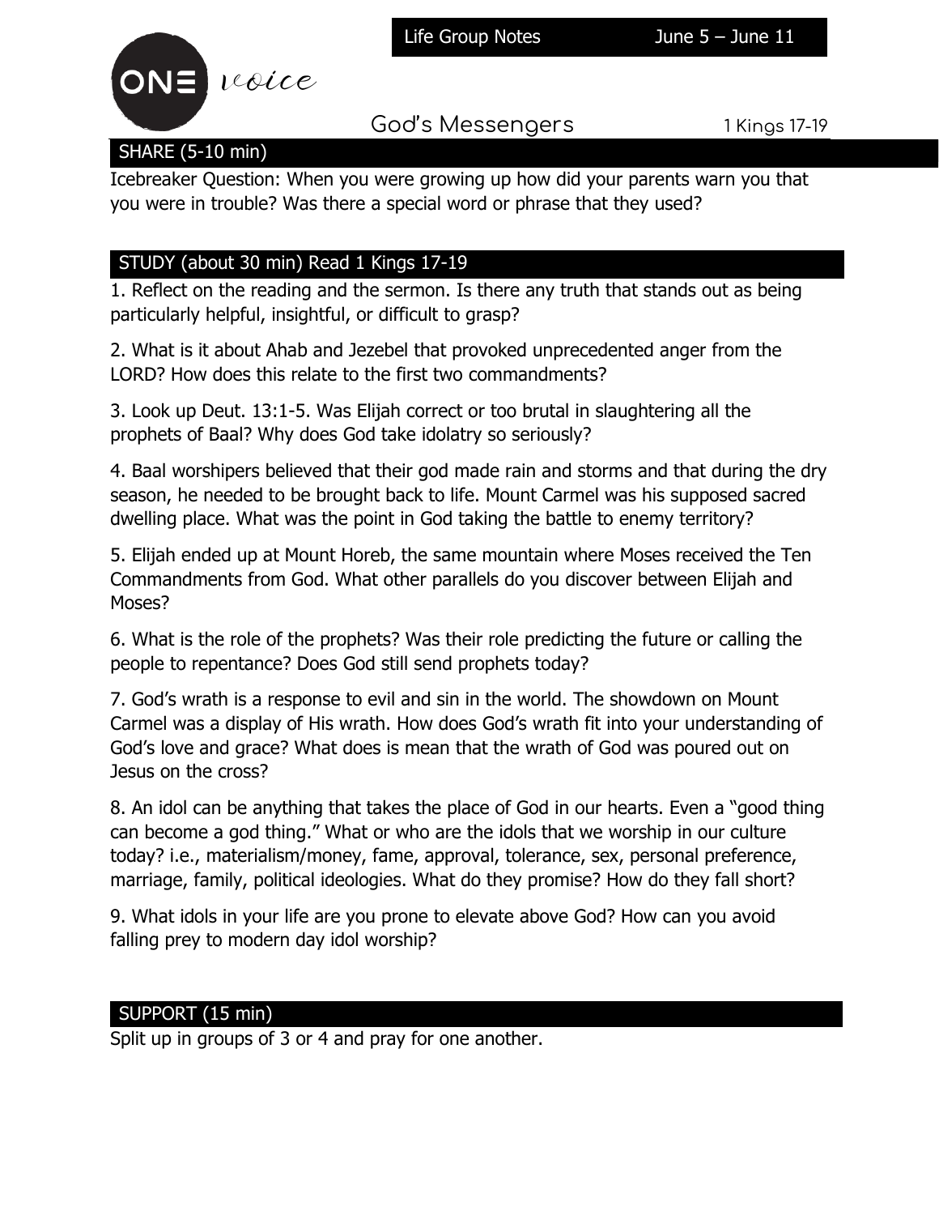Life Group Notes June 5 – June 11

ONE voice

# God's Messengers

1 Kings 17-19

## SHARE (5-10 min)

Icebreaker Question: When you were growing up how did your parents warn you that you were in trouble? Was there a special word or phrase that they used?

## STUDY (about 30 min) Read 1 Kings 17-19

1. Reflect on the reading and the sermon. Is there any truth that stands out as being particularly helpful, insightful, or difficult to grasp?

2. What is it about Ahab and Jezebel that provoked unprecedented anger from the LORD? How does this relate to the first two commandments?

3. Look up Deut. 13:1-5. Was Elijah correct or too brutal in slaughtering all the prophets of Baal? Why does God take idolatry so seriously?

4. Baal worshipers believed that their god made rain and storms and that during the dry season, he needed to be brought back to life. Mount Carmel was his supposed sacred dwelling place. What was the point in God taking the battle to enemy territory?

5. Elijah ended up at Mount Horeb, the same mountain where Moses received the Ten Commandments from God. What other parallels do you discover between Elijah and Moses?

6. What is the role of the prophets? Was their role predicting the future or calling the people to repentance? Does God still send prophets today?

7. God's wrath is a response to evil and sin in the world. The showdown on Mount Carmel was a display of His wrath. How does God's wrath fit into your understanding of God's love and grace? What does is mean that the wrath of God was poured out on Jesus on the cross?

8. An idol can be anything that takes the place of God in our hearts. Even a "good thing can become a god thing." What or who are the idols that we worship in our culture today? i.e., materialism/money, fame, approval, tolerance, sex, personal preference, marriage, family, political ideologies. What do they promise? How do they fall short?

9. What idols in your life are you prone to elevate above God? How can you avoid falling prey to modern day idol worship?

## SUPPORT (15 min)

Split up in groups of 3 or 4 and pray for one another.